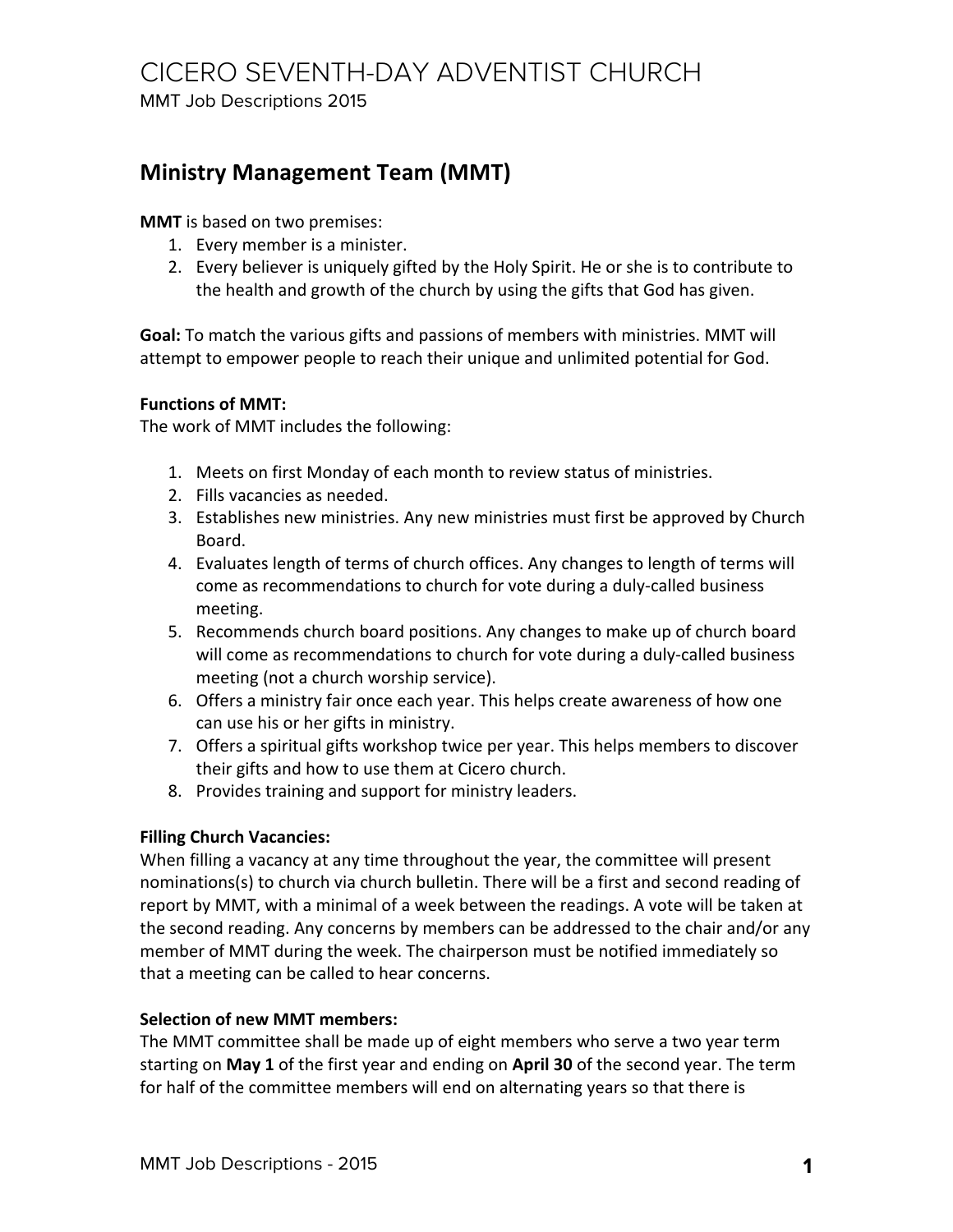# CICERO SEVENTH-DAY ADVENTIST CHURCH

MMT Job Descriptions 2015

## Ministry Management Team (MMT)

**MMT** is based on two premises:

1. Every member is a minister.
2. Every believer is uniquely gifted by the Holy Spirit. He or she is to contribute to the health and growth of the church by using the gifts that God has given.

**Goal:** To match the various gifts and passions of members with ministries. MMT will attempt to empower people to reach their unique and unlimited potential for God.

**Functions of MMT:**
The work of MMT includes the following:

1. Meets on first Monday of each month to review status of ministries.
2. Fills vacancies as needed.
3. Establishes new ministries. Any new ministries must first be approved by Church Board.
4. Evaluates length of terms of church offices. Any changes to length of terms will come as recommendations to church for vote during a duly-called business meeting.
5. Recommends church board positions. Any changes to make up of church board will come as recommendations to church for vote during a duly-called business meeting (not a church worship service).
6. Offers a ministry fair once each year. This helps create awareness of how one can use his or her gifts in ministry.
7. Offers a spiritual gifts workshop twice per year. This helps members to discover their gifts and how to use them at Cicero church.
8. Provides training and support for ministry leaders.

**Filling Church Vacancies:**
When filling a vacancy at any time throughout the year, the committee will present nominations(s) to church via church bulletin. There will be a first and second reading of report by MMT, with a minimal of a week between the readings. A vote will be taken at the second reading. Any concerns by members can be addressed to the chair and/or any member of MMT during the week. The chairperson must be notified immediately so that a meeting can be called to hear concerns.

**Selection of new MMT members:**
The MMT committee shall be made up of eight members who serve a two year term starting on **May 1** of the first year and ending on **April 30** of the second year. The term for half of the committee members will end on alternating years so that there is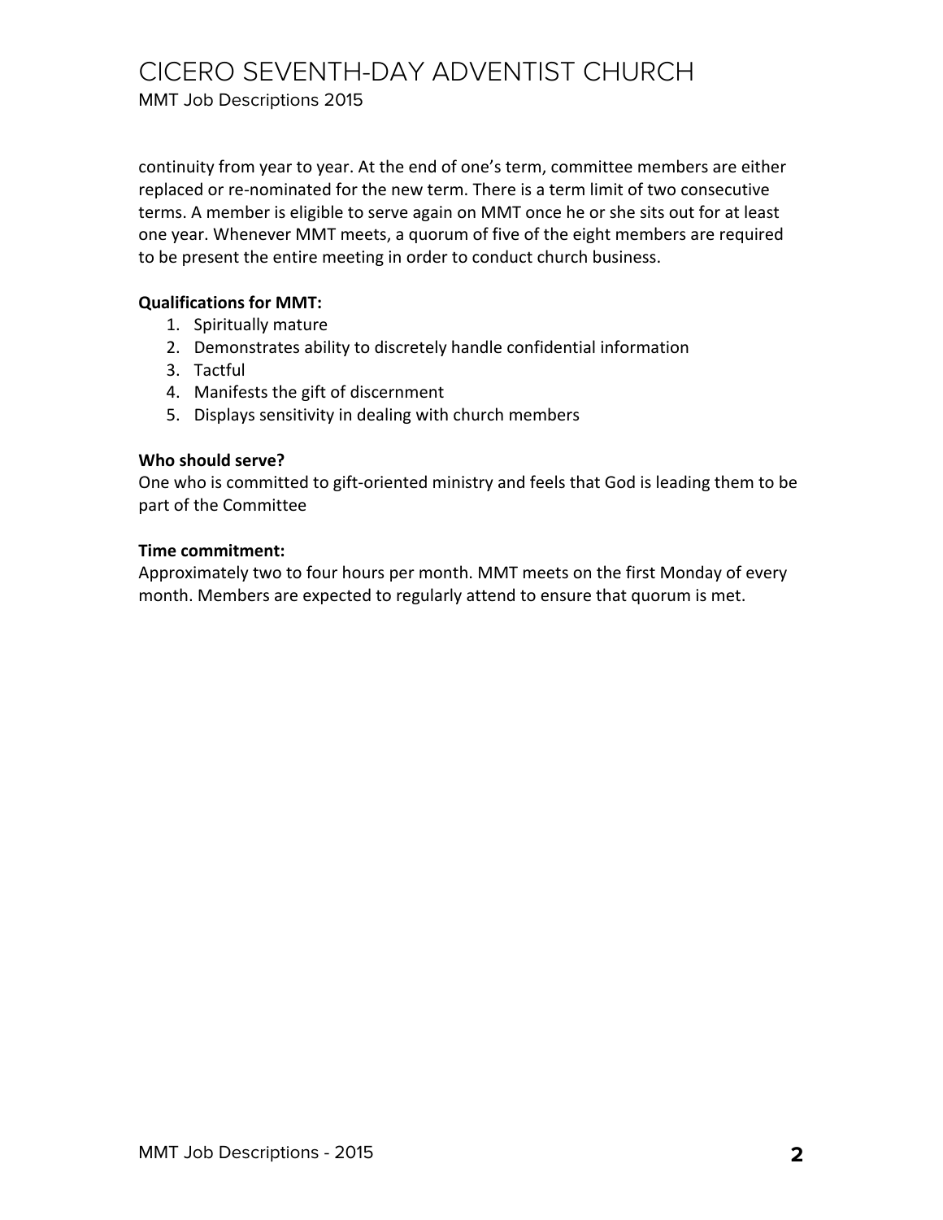continuity from year to year. At the end of one's term, committee members are either replaced or re-nominated for the new term. There is a term limit of two consecutive terms. A member is eligible to serve again on MMT once he or she sits out for at least one year. Whenever MMT meets, a quorum of five of the eight members are required to be present the entire meeting in order to conduct church business.

**Qualifications for MMT:**

1. Spiritually mature
2. Demonstrates ability to discretely handle confidential information
3. Tactful
4. Manifests the gift of discernment
5. Displays sensitivity in dealing with church members

**Who should serve?**

One who is committed to gift-oriented ministry and feels that God is leading them to be part of the Committee

**Time commitment:**

Approximately two to four hours per month. MMT meets on the first Monday of every month. Members are expected to regularly attend to ensure that quorum is met.